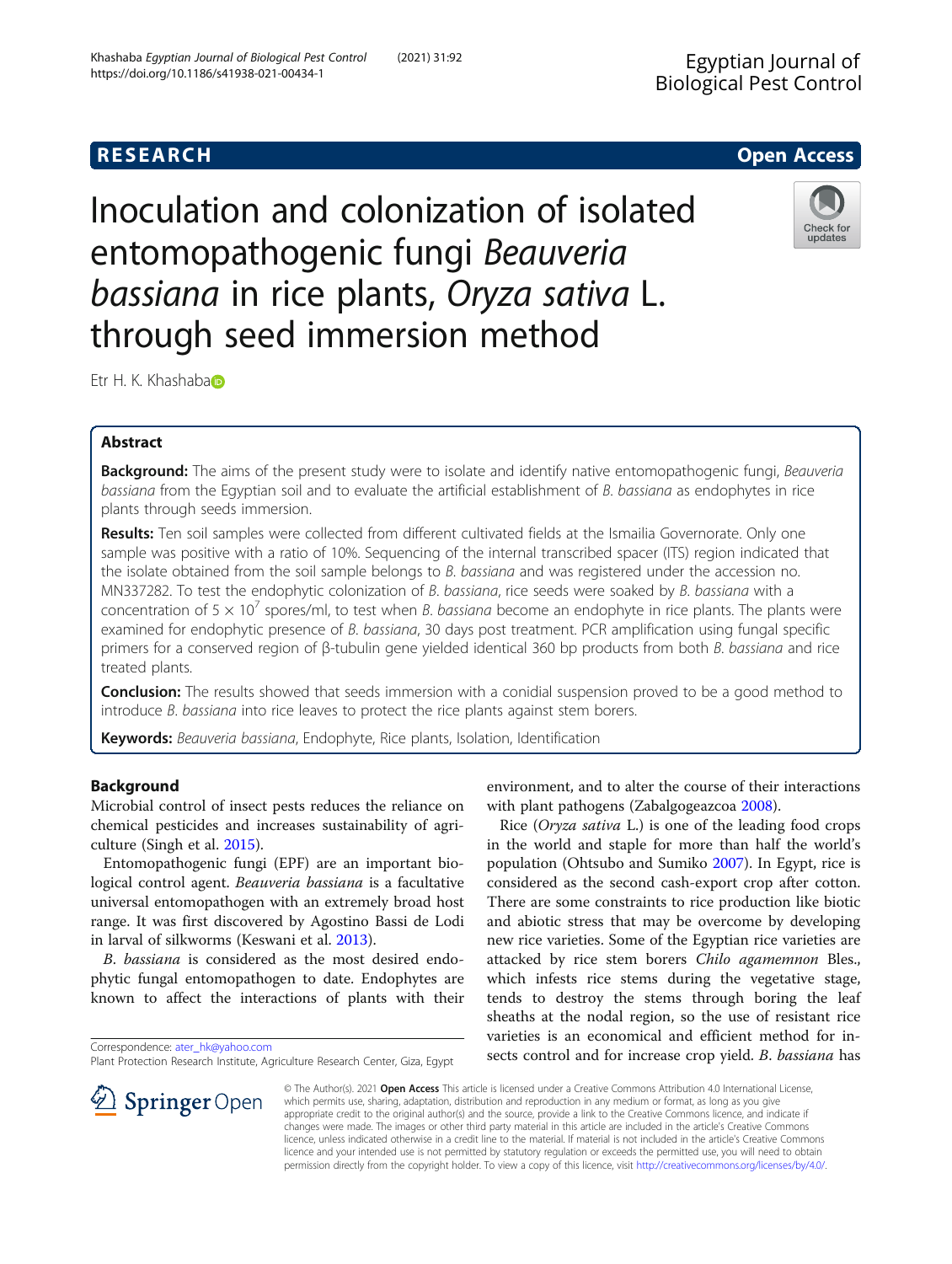# Inoculation and colonization of isolated entomopathogenic fungi *Beauveria bassiana* in rice plants, *Oryza sativa* L. through seed immersion method

Etr H. K. Khashaba

## Abstract

**Background:** The aims of the present study were to isolate and identify native entomopathogenic fungi, *Beauveria bassiana* from the Egyptian soil and to evaluate the artificial establishment of *B. bassiana* as endophytes in rice plants through seeds immersion.

**Results:** Ten soil samples were collected from different cultivated fields at the Ismailia Governorate. Only one sample was positive with a ratio of 10%. Sequencing of the internal transcribed spacer (ITS) region indicated that the isolate obtained from the soil sample belongs to *B. bassiana* and was registered under the accession no. MN337282. To test the endophytic colonization of *B. bassiana*, rice seeds were soaked by *B. bassiana* with a concentration of $5 \times 10^7$ spores/ml, to test when *B. bassiana* become an endophyte in rice plants. The plants were examined for endophytic presence of *B. bassiana*, 30 days post treatment. PCR amplification using fungal specific primers for a conserved region of β-tubulin gene yielded identical 360 bp products from both *B. bassiana* and rice treated plants.

**Conclusion:** The results showed that seeds immersion with a conidial suspension proved to be a good method to introduce *B. bassiana* into rice leaves to protect the rice plants against stem borers.

**Keywords:** *Beauveria bassiana*, Endophyte, Rice plants, Isolation, Identification

## Background

Microbial control of insect pests reduces the reliance on chemical pesticides and increases sustainability of agriculture (Singh et al. 2015).

Entomopathogenic fungi (EPF) are an important biological control agent. *Beauveria bassiana* is a facultative universal entomopathogen with an extremely broad host range. It was first discovered by Agostino Bassi de Lodi in larval of silkworms (Keswani et al. 2013).

*B. bassiana* is considered as the most desired endophytic fungal entomopathogen to date. Endophytes are known to affect the interactions of plants with their environment, and to alter the course of their interactions with plant pathogens (Zabalgogeazcoa 2008).

Rice (*Oryza sativa* L.) is one of the leading food crops in the world and staple for more than half the world's population (Ohtsubo and Sumiko 2007). In Egypt, rice is considered as the second cash-export crop after cotton. There are some constraints to rice production like biotic and abiotic stress that may be overcome by developing new rice varieties. Some of the Egyptian rice varieties are attacked by rice stem borers *Chilo agamemnon* Bles., which infests rice stems during the vegetative stage, tends to destroy the stems through boring the leaf sheaths at the nodal region, so the use of resistant rice varieties is an economical and efficient method for insects control and for increase crop yield. *B. bassiana* has

Correspondence: ater_hk@yahoo.com
Plant Protection Research Institute, Agriculture Research Center, Giza, Egypt

© The Author(s). 2021 **Open Access** This article is licensed under a Creative Commons Attribution 4.0 International License, which permits use, sharing, adaptation, distribution and reproduction in any medium or format, as long as you give appropriate credit to the original author(s) and the source, provide a link to the Creative Commons licence, and indicate if changes were made. The images or other third party material in this article are included in the article's Creative Commons licence, unless indicated otherwise in a credit line to the material. If material is not included in the article's Creative Commons licence and your intended use is not permitted by statutory regulation or exceeds the permitted use, you will need to obtain permission directly from the copyright holder. To view a copy of this licence, visit http://creativecommons.org/licenses/by/4.0/.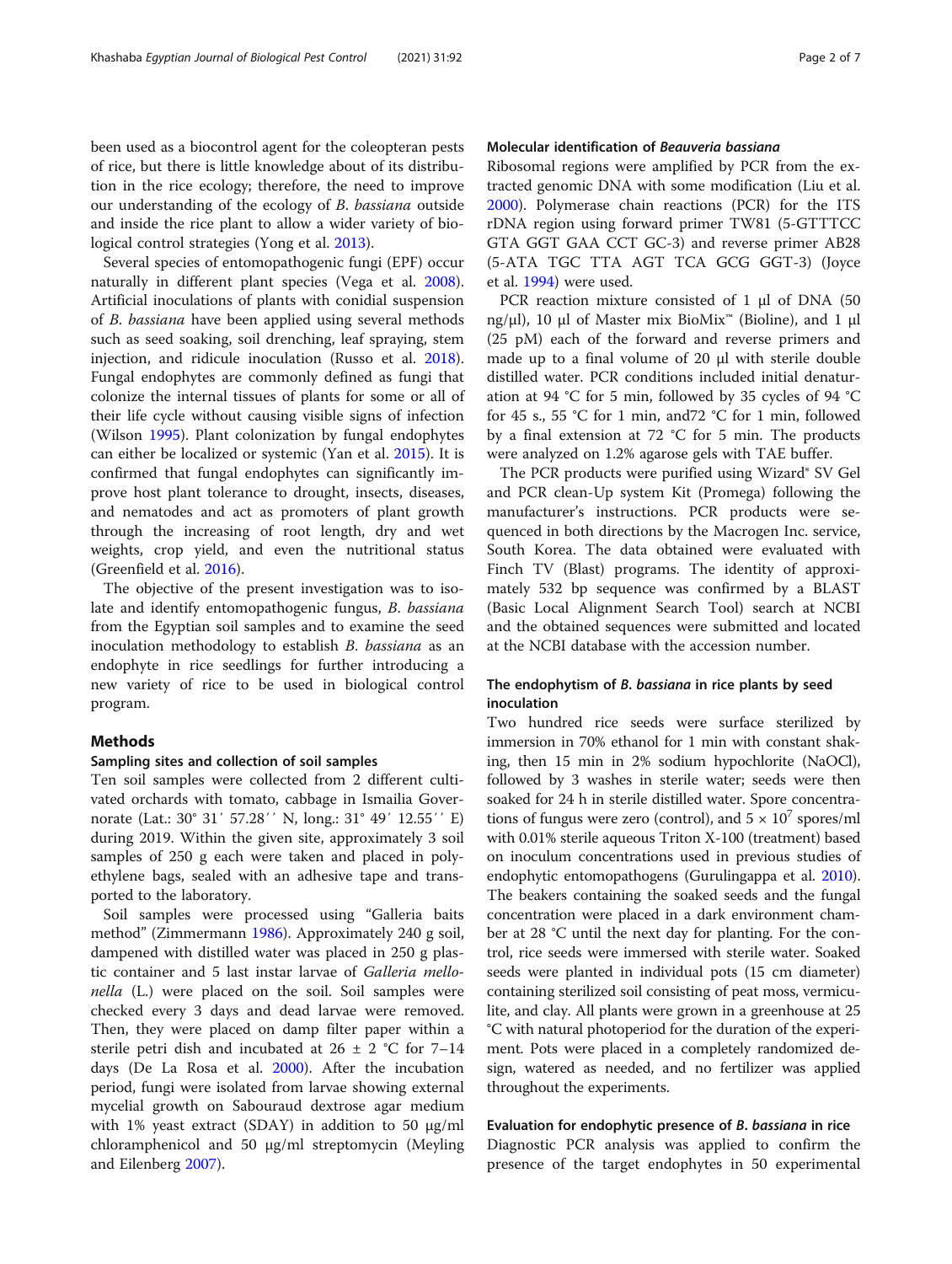been used as a biocontrol agent for the coleopteran pests of rice, but there is little knowledge about of its distribution in the rice ecology; therefore, the need to improve our understanding of the ecology of *B. bassiana* outside and inside the rice plant to allow a wider variety of biological control strategies (Yong et al. 2013).

Several species of entomopathogenic fungi (EPF) occur naturally in different plant species (Vega et al. 2008). Artificial inoculations of plants with conidial suspension of *B. bassiana* have been applied using several methods such as seed soaking, soil drenching, leaf spraying, stem injection, and ridicule inoculation (Russo et al. 2018). Fungal endophytes are commonly defined as fungi that colonize the internal tissues of plants for some or all of their life cycle without causing visible signs of infection (Wilson 1995). Plant colonization by fungal endophytes can either be localized or systemic (Yan et al. 2015). It is confirmed that fungal endophytes can significantly improve host plant tolerance to drought, insects, diseases, and nematodes and act as promoters of plant growth through the increasing of root length, dry and wet weights, crop yield, and even the nutritional status (Greenfield et al. 2016).

The objective of the present investigation was to isolate and identify entomopathogenic fungus, *B. bassiana* from the Egyptian soil samples and to examine the seed inoculation methodology to establish *B. bassiana* as an endophyte in rice seedlings for further introducing a new variety of rice to be used in biological control program.

## Methods

### Sampling sites and collection of soil samples

Ten soil samples were collected from 2 different cultivated orchards with tomato, cabbage in Ismailia Governorate (Lat.: 30° 31′ 57.28′′ N, long.: 31° 49′ 12.55′′ E) during 2019. Within the given site, approximately 3 soil samples of 250 g each were taken and placed in polyethylene bags, sealed with an adhesive tape and transported to the laboratory.

Soil samples were processed using "Galleria baits method" (Zimmermann 1986). Approximately 240 g soil, dampened with distilled water was placed in 250 g plastic container and 5 last instar larvae of *Galleria mellonella* (L.) were placed on the soil. Soil samples were checked every 3 days and dead larvae were removed. Then, they were placed on damp filter paper within a sterile petri dish and incubated at 26 ± 2 °C for 7–14 days (De La Rosa et al. 2000). After the incubation period, fungi were isolated from larvae showing external mycelial growth on Sabouraud dextrose agar medium with 1% yeast extract (SDAY) in addition to 50 μg/ml chloramphenicol and 50 μg/ml streptomycin (Meyling and Eilenberg 2007).

### Molecular identification of *Beauveria bassiana*

Ribosomal regions were amplified by PCR from the extracted genomic DNA with some modification (Liu et al. 2000). Polymerase chain reactions (PCR) for the ITS rDNA region using forward primer TW81 (5-GTTTCC GTA GGT GAA CCT GC-3) and reverse primer AB28 (5-ATA TGC TTA AGT TCA GCG GGT-3) (Joyce et al. 1994) were used.

PCR reaction mixture consisted of 1 μl of DNA (50 ng/μl), 10 μl of Master mix BioMix™ (Bioline), and 1 μl (25 pM) each of the forward and reverse primers and made up to a final volume of 20 μl with sterile double distilled water. PCR conditions included initial denaturation at 94 °C for 5 min, followed by 35 cycles of 94 °C for 45 s., 55 °C for 1 min, and72 °C for 1 min, followed by a final extension at 72 °C for 5 min. The products were analyzed on 1.2% agarose gels with TAE buffer.

The PCR products were purified using Wizard® SV Gel and PCR clean-Up system Kit (Promega) following the manufacturer's instructions. PCR products were sequenced in both directions by the Macrogen Inc. service, South Korea. The data obtained were evaluated with Finch TV (Blast) programs. The identity of approximately 532 bp sequence was confirmed by a BLAST (Basic Local Alignment Search Tool) search at NCBI and the obtained sequences were submitted and located at the NCBI database with the accession number.

### The endophytism of *B. bassiana* in rice plants by seed inoculation

Two hundred rice seeds were surface sterilized by immersion in 70% ethanol for 1 min with constant shaking, then 15 min in 2% sodium hypochlorite (NaOCl), followed by 3 washes in sterile water; seeds were then soaked for 24 h in sterile distilled water. Spore concentrations of fungus were zero (control), and $5 \times 10^7$ spores/ml with 0.01% sterile aqueous Triton X-100 (treatment) based on inoculum concentrations used in previous studies of endophytic entomopathogens (Gurulingappa et al. 2010). The beakers containing the soaked seeds and the fungal concentration were placed in a dark environment chamber at 28 °C until the next day for planting. For the control, rice seeds were immersed with sterile water. Soaked seeds were planted in individual pots (15 cm diameter) containing sterilized soil consisting of peat moss, vermiculite, and clay. All plants were grown in a greenhouse at 25 °C with natural photoperiod for the duration of the experiment. Pots were placed in a completely randomized design, watered as needed, and no fertilizer was applied throughout the experiments.

### Evaluation for endophytic presence of *B. bassiana* in rice

Diagnostic PCR analysis was applied to confirm the presence of the target endophytes in 50 experimental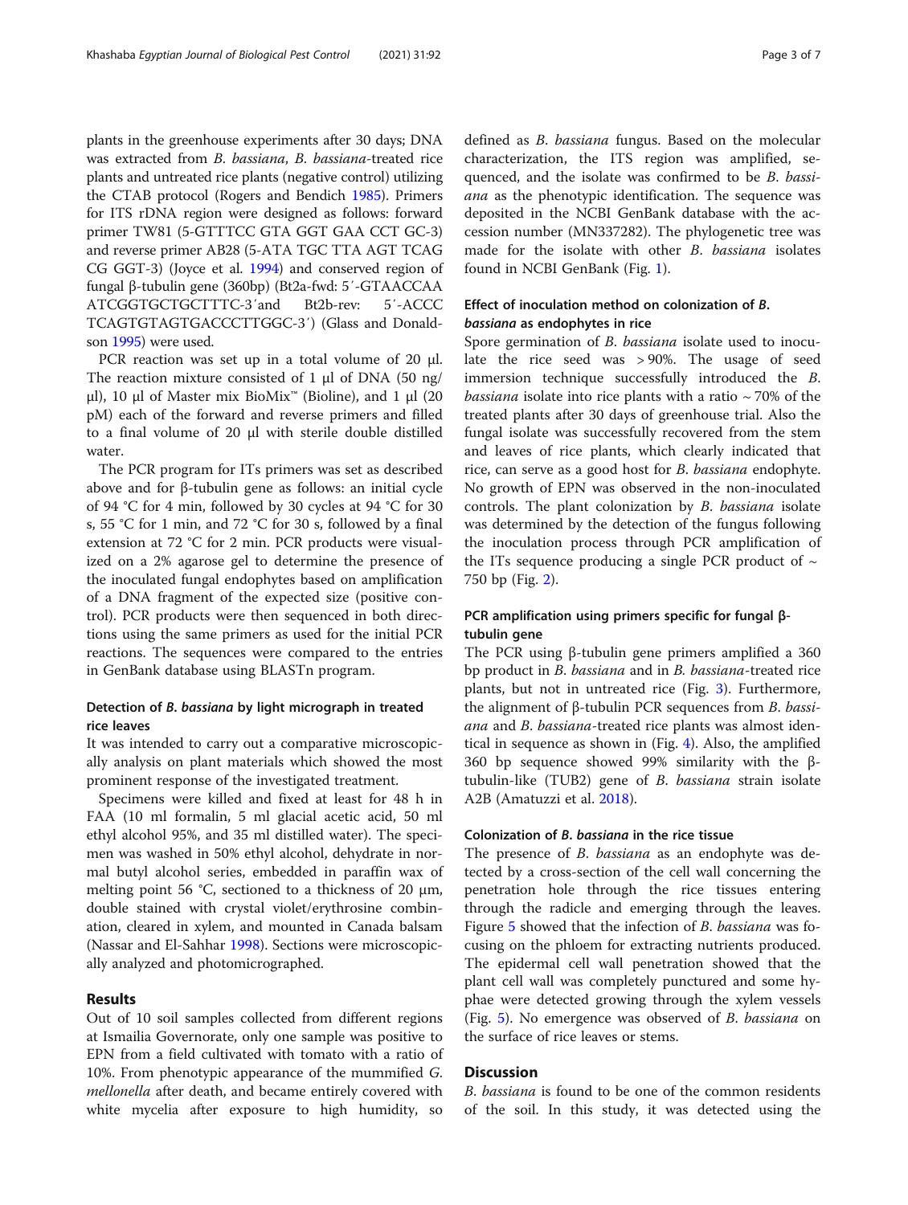plants in the greenhouse experiments after 30 days; DNA was extracted from *B. bassiana*, *B. bassiana*-treated rice plants and untreated rice plants (negative control) utilizing the CTAB protocol (Rogers and Bendich 1985). Primers for ITS rDNA region were designed as follows: forward primer TW81 (5-GTTTCC GTA GGT GAA CCT GC-3) and reverse primer AB28 (5-ATA TGC TTA AGT TCAG CG GGT-3) (Joyce et al. 1994) and conserved region of fungal β-tubulin gene (360bp) (Bt2a-fwd: 5′-GTAACCAA ATCGGTGCTGCTTTC-3′and Bt2b-rev: 5′-ACCC TCAGTGTAGTGACCCTTGGC-3′) (Glass and Donaldson 1995) were used.

PCR reaction was set up in a total volume of 20 μl. The reaction mixture consisted of 1 μl of DNA (50 ng/μl), 10 μl of Master mix BioMix™ (Bioline), and 1 μl (20 pM) each of the forward and reverse primers and filled to a final volume of 20 μl with sterile double distilled water.

The PCR program for ITs primers was set as described above and for β-tubulin gene as follows: an initial cycle of 94 °C for 4 min, followed by 30 cycles at 94 °C for 30 s, 55 °C for 1 min, and 72 °C for 30 s, followed by a final extension at 72 °C for 2 min. PCR products were visualized on a 2% agarose gel to determine the presence of the inoculated fungal endophytes based on amplification of a DNA fragment of the expected size (positive control). PCR products were then sequenced in both directions using the same primers as used for the initial PCR reactions. The sequences were compared to the entries in GenBank database using BLASTn program.

### Detection of *B. bassiana* by light micrograph in treated rice leaves

It was intended to carry out a comparative microscopically analysis on plant materials which showed the most prominent response of the investigated treatment.

Specimens were killed and fixed at least for 48 h in FAA (10 ml formalin, 5 ml glacial acetic acid, 50 ml ethyl alcohol 95%, and 35 ml distilled water). The specimen was washed in 50% ethyl alcohol, dehydrate in normal butyl alcohol series, embedded in paraffin wax of melting point 56 °C, sectioned to a thickness of 20 μm, double stained with crystal violet/erythrosine combination, cleared in xylem, and mounted in Canada balsam (Nassar and El-Sahhar 1998). Sections were microscopically analyzed and photomicrographed.

## Results

Out of 10 soil samples collected from different regions at Ismailia Governorate, only one sample was positive to EPN from a field cultivated with tomato with a ratio of 10%. From phenotypic appearance of the mummified *G. mellonella* after death, and became entirely covered with white mycelia after exposure to high humidity, so defined as *B. bassiana* fungus. Based on the molecular characterization, the ITS region was amplified, sequenced, and the isolate was confirmed to be *B. bassiana* as the phenotypic identification. The sequence was deposited in the NCBI GenBank database with the accession number (MN337282). The phylogenetic tree was made for the isolate with other *B. bassiana* isolates found in NCBI GenBank (Fig. 1).

### Effect of inoculation method on colonization of *B. bassiana* as endophytes in rice

Spore germination of *B. bassiana* isolate used to inoculate the rice seed was > 90%. The usage of seed immersion technique successfully introduced the *B. bassiana* isolate into rice plants with a ratio ~ 70% of the treated plants after 30 days of greenhouse trial. Also the fungal isolate was successfully recovered from the stem and leaves of rice plants, which clearly indicated that rice, can serve as a good host for *B. bassiana* endophyte. No growth of EPN was observed in the non-inoculated controls. The plant colonization by *B. bassiana* isolate was determined by the detection of the fungus following the inoculation process through PCR amplification of the ITs sequence producing a single PCR product of ~ 750 bp (Fig. 2).

### PCR amplification using primers specific for fungal β-tubulin gene

The PCR using β-tubulin gene primers amplified a 360 bp product in *B. bassiana* and in *B. bassiana*-treated rice plants, but not in untreated rice (Fig. 3). Furthermore, the alignment of β-tubulin PCR sequences from *B. bassiana* and *B. bassiana*-treated rice plants was almost identical in sequence as shown in (Fig. 4). Also, the amplified 360 bp sequence showed 99% similarity with the β-tubulin-like (TUB2) gene of *B. bassiana* strain isolate A2B (Amatuzzi et al. 2018).

### Colonization of *B. bassiana* in the rice tissue

The presence of *B. bassiana* as an endophyte was detected by a cross-section of the cell wall concerning the penetration hole through the rice tissues entering through the radicle and emerging through the leaves. Figure 5 showed that the infection of *B. bassiana* was focusing on the phloem for extracting nutrients produced. The epidermal cell wall penetration showed that the plant cell wall was completely punctured and some hyphae were detected growing through the xylem vessels (Fig. 5). No emergence was observed of *B. bassiana* on the surface of rice leaves or stems.

## Discussion

*B. bassiana* is found to be one of the common residents of the soil. In this study, it was detected using the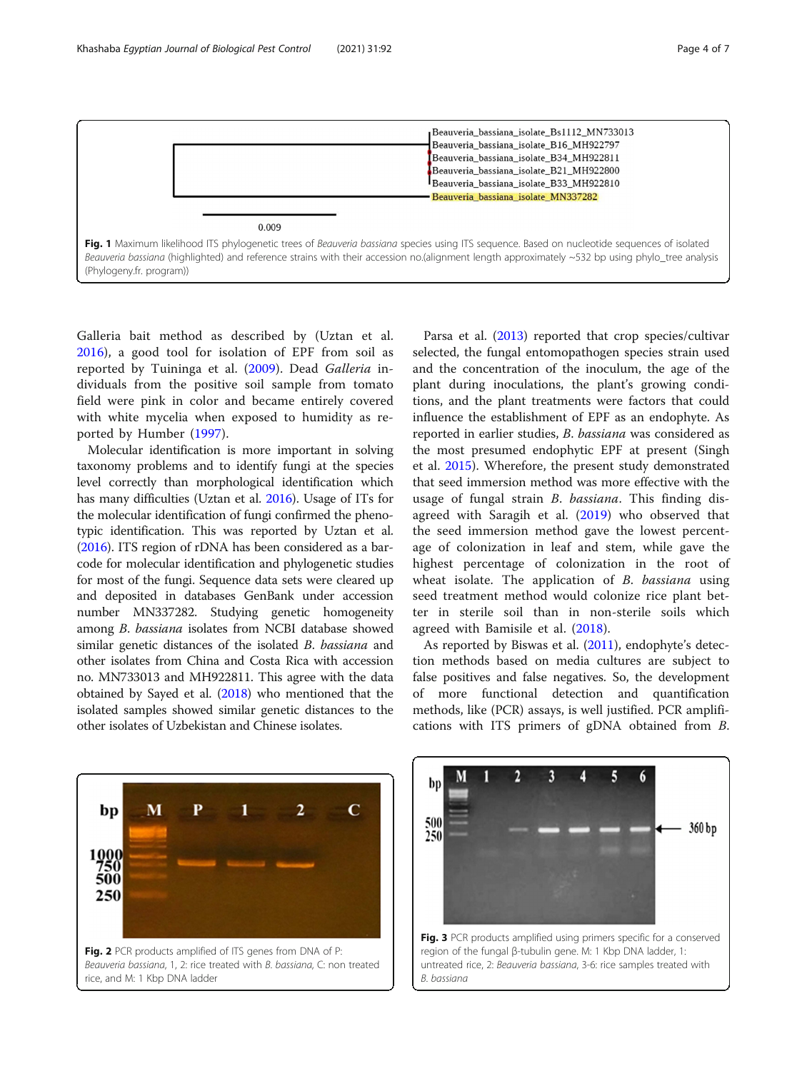Fig. 1 Maximum likelihood ITS phylogenetic trees of *Beauveria bassiana* species using ITS sequence. Based on nucleotide sequences of isolated *Beauveria bassiana* (highlighted) and reference strains with their accession no.(alignment length approximately ~532 bp using phylo_tree analysis (Phylogeny.fr. program))

Galleria bait method as described by (Uztan et al. 2016), a good tool for isolation of EPF from soil as reported by Tuininga et al. (2009). Dead *Galleria* individuals from the positive soil sample from tomato field were pink in color and became entirely covered with white mycelia when exposed to humidity as reported by Humber (1997).

Molecular identification is more important in solving taxonomy problems and to identify fungi at the species level correctly than morphological identification which has many difficulties (Uztan et al. 2016). Usage of ITs for the molecular identification of fungi confirmed the phenotypic identification. This was reported by Uztan et al. (2016). ITS region of rDNA has been considered as a barcode for molecular identification and phylogenetic studies for most of the fungi. Sequence data sets were cleared up and deposited in databases GenBank under accession number MN337282. Studying genetic homogeneity among *B. bassiana* isolates from NCBI database showed similar genetic distances of the isolated *B. bassiana* and other isolates from China and Costa Rica with accession no. MN733013 and MH922811. This agree with the data obtained by Sayed et al. (2018) who mentioned that the isolated samples showed similar genetic distances to the other isolates of Uzbekistan and Chinese isolates.

Parsa et al. (2013) reported that crop species/cultivar selected, the fungal entomopathogen species strain used and the concentration of the inoculum, the age of the plant during inoculations, the plant's growing conditions, and the plant treatments were factors that could influence the establishment of EPF as an endophyte. As reported in earlier studies, *B. bassiana* was considered as the most presumed endophytic EPF at present (Singh et al. 2015). Wherefore, the present study demonstrated that seed immersion method was more effective with the usage of fungal strain *B. bassiana*. This finding disagreed with Saragih et al. (2019) who observed that the seed immersion method gave the lowest percentage of colonization in leaf and stem, while gave the highest percentage of colonization in the root of wheat isolate. The application of *B. bassiana* using seed treatment method would colonize rice plant better in sterile soil than in non-sterile soils which agreed with Bamisile et al. (2018).

As reported by Biswas et al. (2011), endophyte's detection methods based on media cultures are subject to false positives and false negatives. So, the development of more functional detection and quantification methods, like (PCR) assays, is well justified. PCR amplifications with ITS primers of gDNA obtained from *B.*

Fig. 2 PCR products amplified of ITS genes from DNA of P: *Beauveria bassiana*, 1, 2: rice treated with *B. bassiana*, C: non treated rice, and M: 1 Kbp DNA ladder

Fig. 3 PCR products amplified using primers specific for a conserved region of the fungal β-tubulin gene. M: 1 Kbp DNA ladder, 1: untreated rice, 2: *Beauveria bassiana*, 3-6: rice samples treated with *B. bassiana*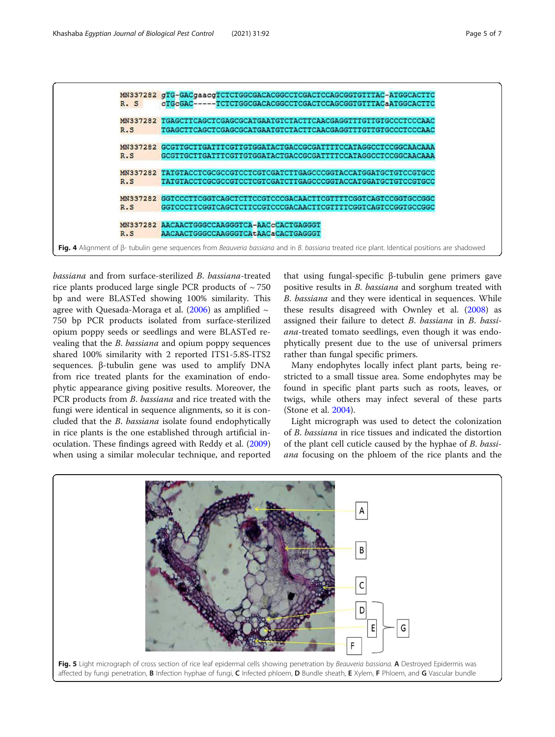```
MN337282 gTG-GACgaacgTCTCTGGCGACACGGCCTCGACTCCAGCGGTGTTTAC-ATGGCACTTC
R. S     cTGcGAC-----TCTCTGGCGACACGGCCTCGACTCCAGCGGTGTTTACaATGGCACTTC

MN337282 TGAGCTTCAGCTCGAGCGCATGAATGTCTACTTCAACGAGGTTTGTTGTGCCCTCCCAAC
R.S      TGAGCTTCAGCTCGAGCGCATGAATGTCTACTTCAACGAGGTTTGTTGTGCCCTCCCAAC

MN337282 GCGTTGCTTGATTTCGTTGTGGATACTGACCGCGATTTTCCATAGGCCTCCGGCAACAAA
R.S      GCGTTGCTTGATTTCGTTGTGGATACTGACCGCGATTTTCCATAGGCCTCCGGCAACAAA

MN337282 TATGTACCTCGCGCCGTCCTCGTCGATCTTGAGCCCGGTACCATGGATGCTGTCCGTGCC
R.S      TATGTACCTCGCGCCGTCCTCGTCGATCTTGAGCCCGGTACCATGGATGCTGTCCGTGCC

MN337282 GGTCCCTTCGGTCAGCTCTTCCGTCCCGACAACTTCGTTTTCGGTCAGTCCGGTGCCGGC
R.S      GGTCCCTTCGGTCAGCTCTTCCGTCCCGACAACTTCGTTTTCGGTCAGTCCGGTGCCGGC

MN337282 AACAACTGGGCCAAGGGTCA-AACcCACTGAGGGT
R.S      AACAACTGGGCCAAGGGTCAtAACaCACTGAGGGT
```

**Fig. 4** Alignment of β- tubulin gene sequences from *Beauveria bassiana* and in *B. bassiana* treated rice plant. Identical positions are shadowed

*bassiana* and from surface-sterilized *B. bassiana*-treated rice plants produced large single PCR products of ~ 750 bp and were BLASTed showing 100% similarity. This agree with Quesada-Moraga et al. (2006) as amplified ~ 750 bp PCR products isolated from surface-sterilized opium poppy seeds or seedlings and were BLASTed revealing that the *B. bassiana* and opium poppy sequences shared 100% similarity with 2 reported ITS1-5.8S-ITS2 sequences. β-tubulin gene was used to amplify DNA from rice treated plants for the examination of endophytic appearance giving positive results. Moreover, the PCR products from *B. bassiana* and rice treated with the fungi were identical in sequence alignments, so it is concluded that the *B. bassiana* isolate found endophytically in rice plants is the one established through artificial inoculation. These findings agreed with Reddy et al. (2009) when using a similar molecular technique, and reported that using fungal-specific β-tubulin gene primers gave positive results in *B. bassiana* and sorghum treated with *B. bassiana* and they were identical in sequences. While these results disagreed with Ownley et al. (2008) as assigned their failure to detect *B. bassiana* in *B. bassiana*-treated tomato seedlings, even though it was endophytically present due to the use of universal primers rather than fungal specific primers.

Many endophytes locally infect plant parts, being restricted to a small tissue area. Some endophytes may be found in specific plant parts such as roots, leaves, or twigs, while others may infect several of these parts (Stone et al. 2004).

Light micrograph was used to detect the colonization of *B. bassiana* in rice tissues and indicated the distortion of the plant cell cuticle caused by the hyphae of *B. bassiana* focusing on the phloem of the rice plants and the

**Fig. 5** Light micrograph of cross section of rice leaf epidermal cells showing penetration by *Beauveria bassiana*. **A** Destroyed Epidermis was affected by fungi penetration, **B** Infection hyphae of fungi, **C** Infected phloem, **D** Bundle sheath, **E** Xylem, **F** Phloem, and **G** Vascular bundle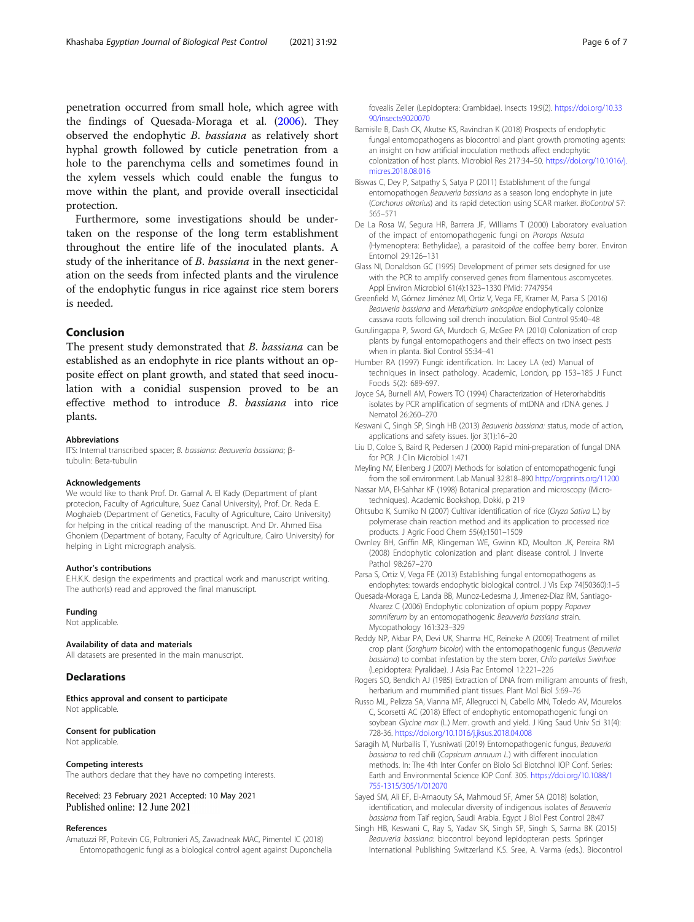penetration occurred from small hole, which agree with the findings of Quesada-Moraga et al. (2006). They observed the endophytic *B. bassiana* as relatively short hyphal growth followed by cuticle penetration from a hole to the parenchyma cells and sometimes found in the xylem vessels which could enable the fungus to move within the plant, and provide overall insecticidal protection.

Furthermore, some investigations should be undertaken on the response of the long term establishment throughout the entire life of the inoculated plants. A study of the inheritance of *B. bassiana* in the next generation on the seeds from infected plants and the virulence of the endophytic fungus in rice against rice stem borers is needed.

## Conclusion

The present study demonstrated that *B. bassiana* can be established as an endophyte in rice plants without an opposite effect on plant growth, and stated that seed inoculation with a conidial suspension proved to be an effective method to introduce *B. bassiana* into rice plants.

#### Abbreviations

ITS: Internal transcribed spacer; *B. bassiana*: *Beauveria bassiana*; β-tubulin: Beta-tubulin

#### Acknowledgements

We would like to thank Prof. Dr. Gamal A. El Kady (Department of plant protecion, Faculty of Agriculture, Suez Canal University), Prof. Dr. Reda E. Moghaieb (Department of Genetics, Faculty of Agriculture, Cairo University) for helping in the critical reading of the manuscript. And Dr. Ahmed Eisa Ghoniem (Department of botany, Faculty of Agriculture, Cairo University) for helping in Light micrograph analysis.

#### Author's contributions

E.H.K.K. design the experiments and practical work and manuscript writing. The author(s) read and approved the final manuscript.

#### Funding

Not applicable.

#### Availability of data and materials

All datasets are presented in the main manuscript.

## Declarations

#### Ethics approval and consent to participate

Not applicable.

#### Consent for publication

Not applicable.

#### Competing interests

The authors declare that they have no competing interests.

Received: 23 February 2021 Accepted: 10 May 2021
Published online: 12 June 2021

#### References

Amatuzzi RF, Poitevin CG, Poltronieri AS, Zawadneak MAC, Pimentel IC (2018) Entomopathogenic fungi as a biological control agent against Duponchelia fovealis Zeller (Lepidoptera: Crambidae). Insects 19:9(2). https://doi.org/10.3390/insects9020070

Bamisile B, Dash CK, Akutse KS, Ravindran K (2018) Prospects of endophytic fungal entomopathogens as biocontrol and plant growth promoting agents: an insight on how artificial inoculation methods affect endophytic colonization of host plants. Microbiol Res 217:34–50. https://doi.org/10.1016/j.micres.2018.08.016

Biswas C, Dey P, Satpathy S, Satya P (2011) Establishment of the fungal entomopathogen *Beauveria bassiana* as a season long endophyte in jute (*Corchorus olitorius*) and its rapid detection using SCAR marker. BioControl 57: 565–571

De La Rosa W, Segura HR, Barrera JF, Williams T (2000) Laboratory evaluation of the impact of entomopathogenic fungi on *Prorops Nasuta* (Hymenoptera: Bethylidae), a parasitoid of the coffee berry borer. Environ Entomol 29:126–131

Glass NI, Donaldson GC (1995) Development of primer sets designed for use with the PCR to amplify conserved genes from filamentous ascomycetes. Appl Environ Microbiol 61(4):1323–1330 PMid: 7747954

Greenfield M, Gómez Jiménez MI, Ortiz V, Vega FE, Kramer M, Parsa S (2016) *Beauveria bassiana* and *Metarhizium anisopliae* endophytically colonize cassava roots following soil drench inoculation. Biol Control 95:40–48

Gurulingappa P, Sword GA, Murdoch G, McGee PA (2010) Colonization of crop plants by fungal entomopathogens and their effects on two insect pests when in planta. Biol Control 55:34–41

Humber RA (1997) Fungi: identification. In: Lacey LA (ed) Manual of techniques in insect pathology. Academic, London, pp 153–185 J Funct Foods 5(2): 689-697.

Joyce SA, Burnell AM, Powers TO (1994) Characterization of Heterorhabditis isolates by PCR amplification of segments of mtDNA and rDNA genes. J Nematol 26:260–270

Keswani C, Singh SP, Singh HB (2013) *Beauveria bassiana*: status, mode of action, applications and safety issues. Ijor 3(1):16–20

Liu D, Coloe S, Baird R, Pedersen J (2000) Rapid mini-preparation of fungal DNA for PCR. J Clin Microbiol 1:471

Meyling NV, Eilenberg J (2007) Methods for isolation of entomopathogenic fungi from the soil environment. Lab Manual 32:818–890 http://orgprints.org/11200

Nassar MA, El-Sahhar KF (1998) Botanical preparation and microscopy (Micro-techniques). Academic Bookshop, Dokki, p 219

Ohtsubo K, Sumiko N (2007) Cultivar identification of rice (*Oryza Sativa* L.) by polymerase chain reaction method and its application to processed rice products. J Agric Food Chem 55(4):1501–1509

Ownley BH, Griffin MR, Klingeman WE, Gwinn KD, Moulton JK, Pereira RM (2008) Endophytic colonization and plant disease control. J Inverte Pathol 98:267–270

Parsa S, Ortiz V, Vega FE (2013) Establishing fungal entomopathogens as endophytes: towards endophytic biological control. J Vis Exp 74(50360):1–5

Quesada-Moraga E, Landa BB, Munoz-Ledesma J, Jimenez-Diaz RM, Santiago-Alvarez C (2006) Endophytic colonization of opium poppy *Papaver somniferum* by an entomopathogenic *Beauveria bassiana* strain. Mycopathology 161:323–329

Reddy NP, Akbar PA, Devi UK, Sharma HC, Reineke A (2009) Treatment of millet crop plant (*Sorghum bicolor*) with the entomopathogenic fungus (*Beauveria bassiana*) to combat infestation by the stem borer, *Chilo partellus Swinhoe* (Lepidoptera: Pyralidae). J Asia Pac Entomol 12:221–226

Rogers SO, Bendich AJ (1985) Extraction of DNA from milligram amounts of fresh, herbarium and mummified plant tissues. Plant Mol Biol 5:69–76

Russo ML, Pelizza SA, Vianna MF, Allegrucci N, Cabello MN, Toledo AV, Mourelos C, Scorsetti AC (2018) Effect of endophytic entomopathogenic fungi on soybean *Glycine max* (L.) Merr. growth and yield. J King Saud Univ Sci 31(4): 728-36. https://doi.org/10.1016/j.jksus.2018.04.008

Saragih M, Nurbailis T, Yusniwati (2019) Entomopathogenic fungus, *Beauveria bassiana* to red chili (*Capsicum annuum L.*) with different inoculation methods. In: The 4th Inter Confer on Biolo Sci Biotchnol IOP Conf. Series: Earth and Environmental Science IOP Conf. 305. https://doi.org/10.1088/1755-1315/305/1/012070

Sayed SM, Ali EF, El-Arnaouty SA, Mahmoud SF, Amer SA (2018) Isolation, identification, and molecular diversity of indigenous isolates of *Beauveria bassiana* from Taif region, Saudi Arabia. Egypt J Biol Pest Control 28:47

Singh HB, Keswani C, Ray S, Yadav SK, Singh SP, Singh S, Sarma BK (2015) *Beauveria bassiana*: biocontrol beyond lepidopteran pests. Springer International Publishing Switzerland K.S. Sree, A. Varma (eds.). Biocontrol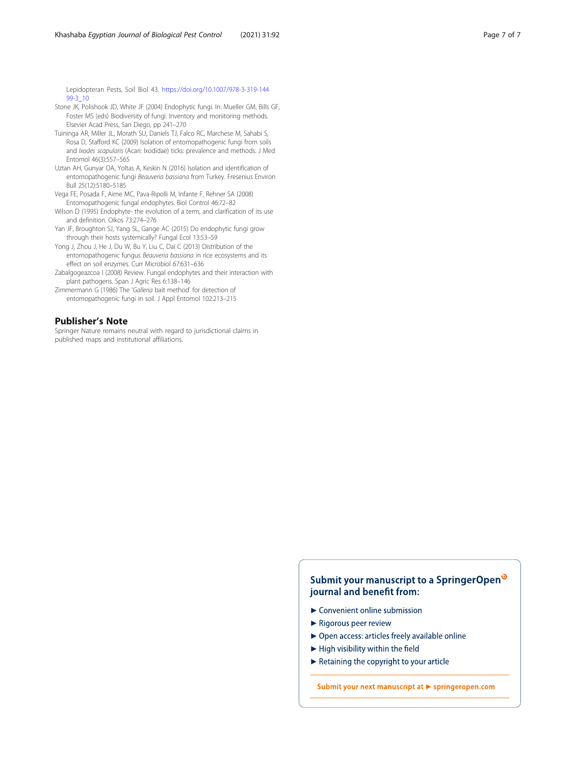Lepidopteran Pests, Soil Biol 43. https://doi.org/10.1007/978-3-319-14499-3_10

Stone JK, Polishook JD, White JF (2004) Endophytic fungi. In: Mueller GM, Bills GF, Foster MS (eds) Biodiversity of fungi. Inventory and monitoring methods. Elsevier Acad Press, San Diego, pp 241–270

Tuininga AR, Miller JL, Morath SU, Daniels TJ, Falco RC, Marchese M, Sahabi S, Rosa D, Stafford KC (2009) Isolation of entomopathogenic fungi from soils and *Ixodes scapularis* (Acari: Ixodidae) ticks: prevalence and methods. J Med Entomol 46(3):557–565

Uztan AH, Gunyar OA, Yoltas A, Keskin N (2016) Isolation and identification of entomopathogenic fungi *Beauveria bassiana* from Turkey. Fresenius Environ Bull 25(12):5180–5185

Vega FE, Posada F, Aime MC, Pava-Ripolli M, Infante F, Rehner SA (2008) Entomopathogenic fungal endophytes. Biol Control 46:72–82

Wilson D (1995) Endophyte- the evolution of a term, and clarification of its use and definition. Oikos 73:274–276

Yan JF, Broughton SJ, Yang SL, Gange AC (2015) Do endophytic fungi grow through their hosts systemically? Fungal Ecol 13:53–59

Yong J, Zhou J, He J, Du W, Bu Y, Liu C, Dai C (2013) Distribution of the entomopathogenic fungus *Beauveria bassiana* in rice ecosystems and its effect on soil enzymes. Curr Microbiol 67:631–636

Zabalgogeazcoa I (2008) Review. Fungal endophytes and their interaction with plant pathogens. Span J Agric Res 6:138–146

Zimmermann G (1986) The '*Galleria* bait method' for detection of entomopathogenic fungi in soil. J Appl Entomol 102:213–215

## Publisher's Note

Springer Nature remains neutral with regard to jurisdictional claims in published maps and institutional affiliations.

**Submit your manuscript to a SpringerOpen journal and benefit from:**

- ► Convenient online submission
- ► Rigorous peer review
- ► Open access: articles freely available online
- ► High visibility within the field
- ► Retaining the copyright to your article

**Submit your next manuscript at ► springeropen.com**